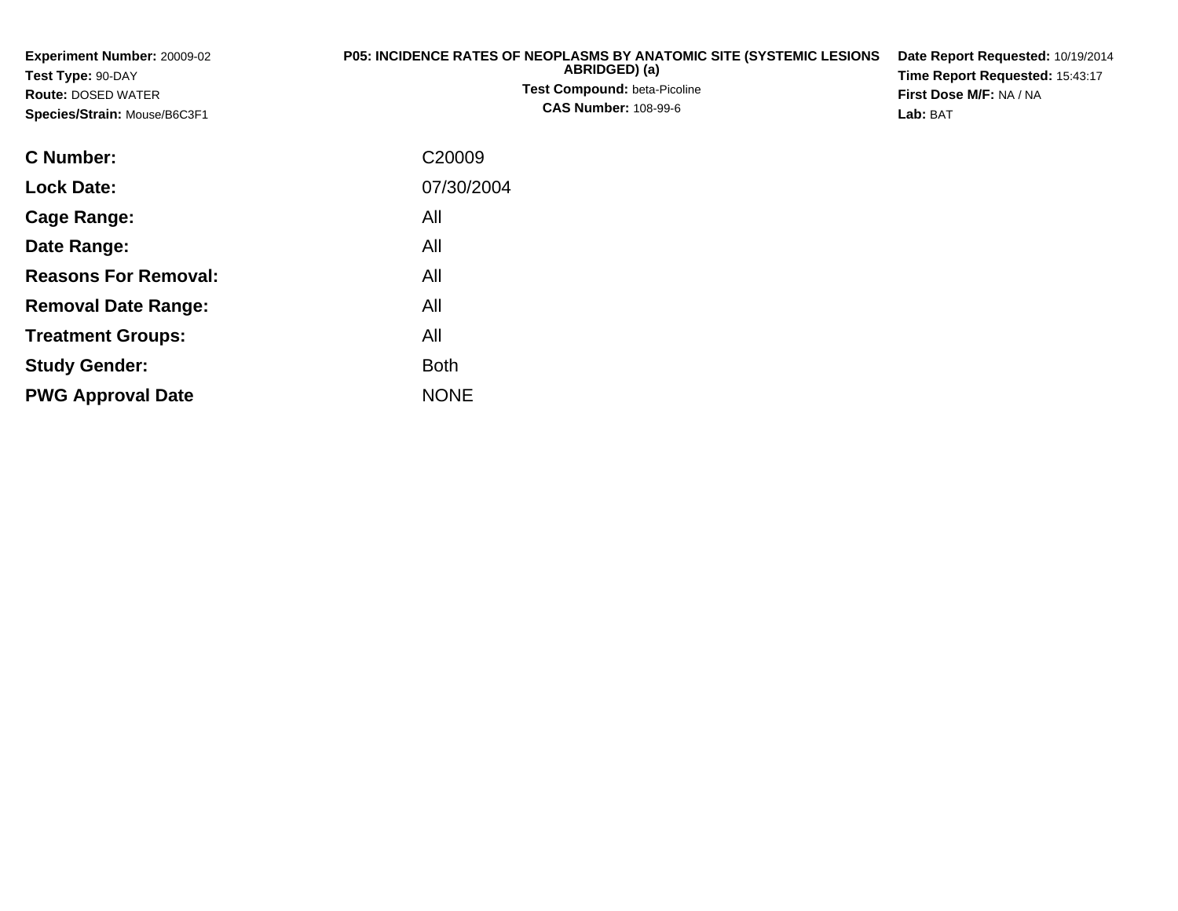**Experiment Number:** 20009-02
**Test Type:** 90-DAY
**Route:** DOSED WATER
**Species/Strain:** Mouse/B6C3F1

**P05: INCIDENCE RATES OF NEOPLASMS BY ANATOMIC SITE (SYSTEMIC LESIONS ABRIDGED) (a)**

**Test Compound:** beta-Picoline
**CAS Number:** 108-99-6

**Date Report Requested:** 10/19/2014
**Time Report Requested:** 15:43:17
**First Dose M/F:** NA / NA
**Lab:** BAT

| | |
|---|---|
| **C Number:** | C20009 |
| **Lock Date:** | 07/30/2004 |
| **Cage Range:** | All |
| **Date Range:** | All |
| **Reasons For Removal:** | All |
| **Removal Date Range:** | All |
| **Treatment Groups:** | All |
| **Study Gender:** | Both |
| **PWG Approval Date** | NONE |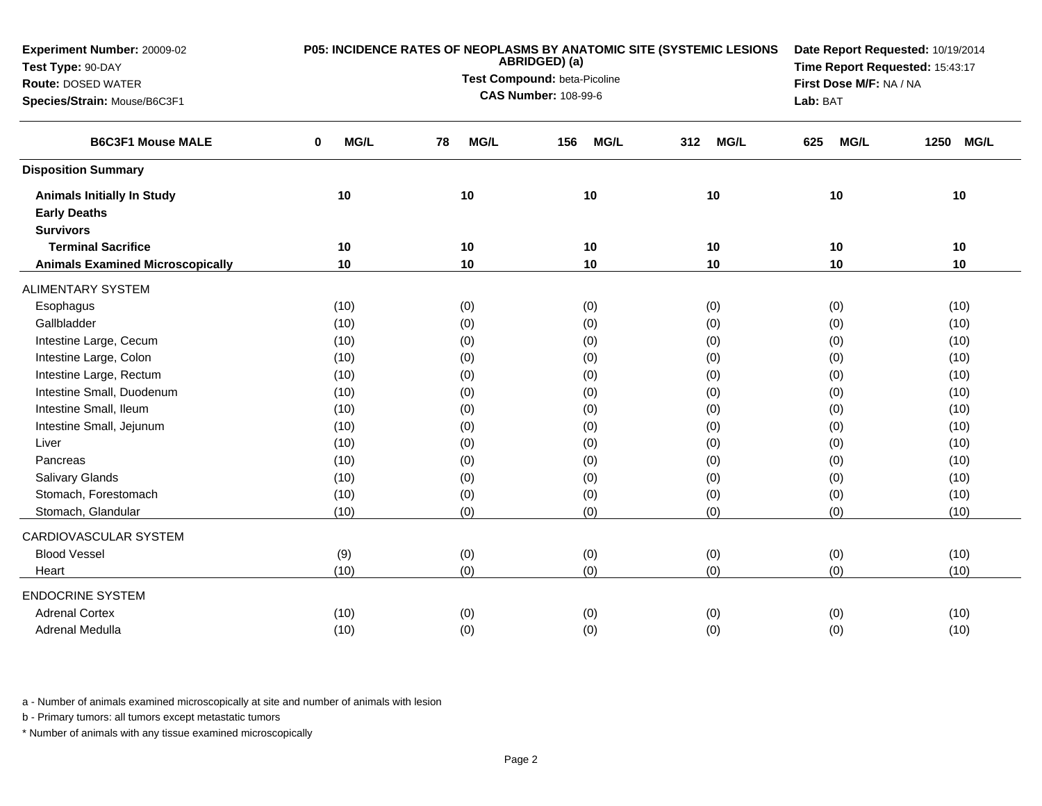**Experiment Number:** 20009-02
**Test Type:** 90-DAY
**Route:** DOSED WATER
**Species/Strain:** Mouse/B6C3F1

**P05: INCIDENCE RATES OF NEOPLASMS BY ANATOMIC SITE (SYSTEMIC LESIONS ABRIDGED) (a)**
**Test Compound:** beta-Picoline
**CAS Number:** 108-99-6

**Date Report Requested:** 10/19/2014
**Time Report Requested:** 15:43:17
**First Dose M/F:** NA / NA
**Lab:** BAT

| B6C3F1 Mouse MALE | 0 MG/L | 78 MG/L | 156 MG/L | 312 MG/L | 625 MG/L | 1250 MG/L |
|---|---|---|---|---|---|---|
| **Disposition Summary** | | | | | | |
| **Animals Initially In Study** | 10 | 10 | 10 | 10 | 10 | 10 |
| **Early Deaths** | | | | | | |
| **Survivors** | | | | | | |
| **Terminal Sacrifice** | 10 | 10 | 10 | 10 | 10 | 10 |
| **Animals Examined Microscopically** | 10 | 10 | 10 | 10 | 10 | 10 |
| ALIMENTARY SYSTEM | | | | | | |
| Esophagus | (10) | (0) | (0) | (0) | (0) | (10) |
| Gallbladder | (10) | (0) | (0) | (0) | (0) | (10) |
| Intestine Large, Cecum | (10) | (0) | (0) | (0) | (0) | (10) |
| Intestine Large, Colon | (10) | (0) | (0) | (0) | (0) | (10) |
| Intestine Large, Rectum | (10) | (0) | (0) | (0) | (0) | (10) |
| Intestine Small, Duodenum | (10) | (0) | (0) | (0) | (0) | (10) |
| Intestine Small, Ileum | (10) | (0) | (0) | (0) | (0) | (10) |
| Intestine Small, Jejunum | (10) | (0) | (0) | (0) | (0) | (10) |
| Liver | (10) | (0) | (0) | (0) | (0) | (10) |
| Pancreas | (10) | (0) | (0) | (0) | (0) | (10) |
| Salivary Glands | (10) | (0) | (0) | (0) | (0) | (10) |
| Stomach, Forestomach | (10) | (0) | (0) | (0) | (0) | (10) |
| Stomach, Glandular | (10) | (0) | (0) | (0) | (0) | (10) |
| CARDIOVASCULAR SYSTEM | | | | | | |
| Blood Vessel | (9) | (0) | (0) | (0) | (0) | (10) |
| Heart | (10) | (0) | (0) | (0) | (0) | (10) |
| ENDOCRINE SYSTEM | | | | | | |
| Adrenal Cortex | (10) | (0) | (0) | (0) | (0) | (10) |
| Adrenal Medulla | (10) | (0) | (0) | (0) | (0) | (10) |

a - Number of animals examined microscopically at site and number of animals with lesion

b - Primary tumors: all tumors except metastatic tumors

* Number of animals with any tissue examined microscopically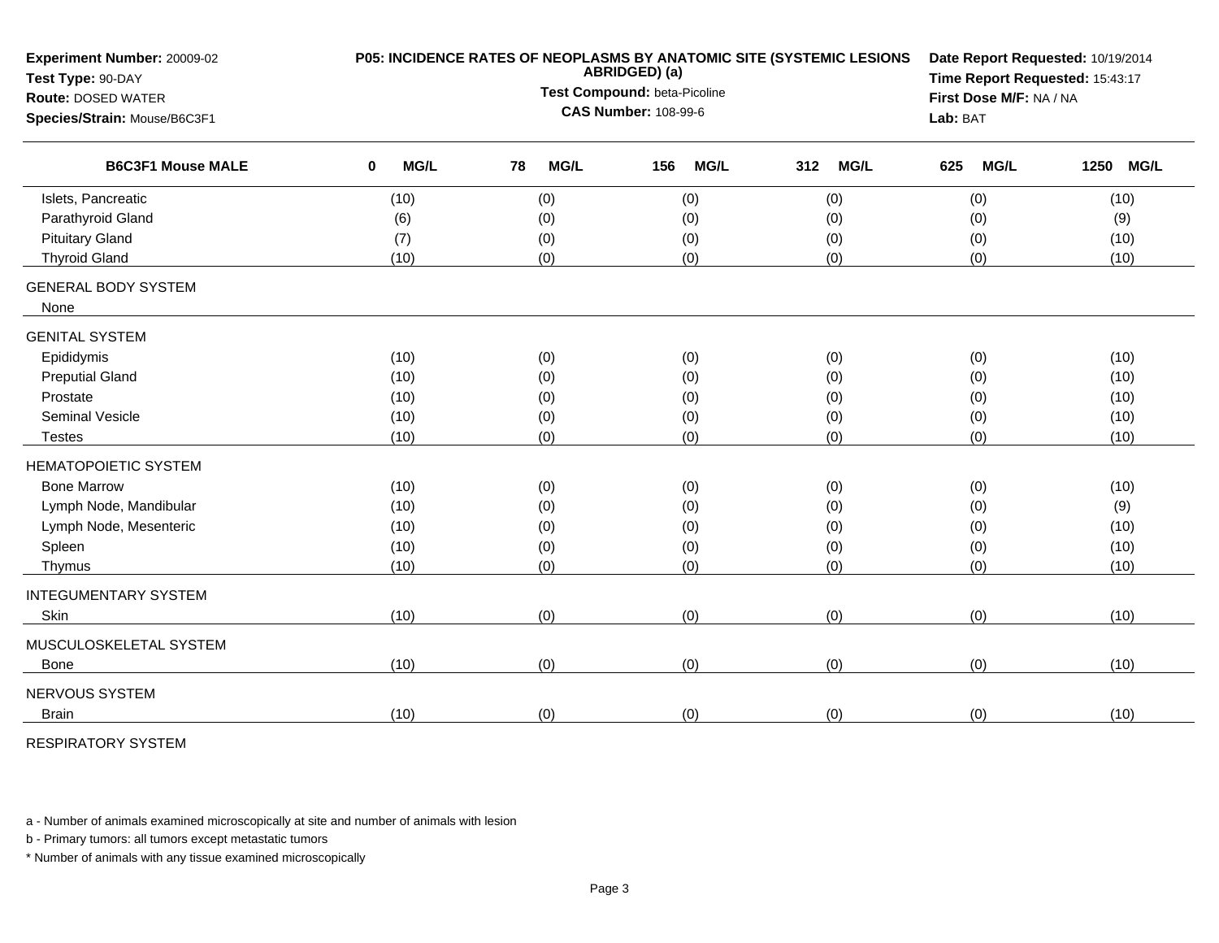**Experiment Number:** 20009-02
**Test Type:** 90-DAY
**Route:** DOSED WATER
**Species/Strain:** Mouse/B6C3F1

**P05: INCIDENCE RATES OF NEOPLASMS BY ANATOMIC SITE (SYSTEMIC LESIONS ABRIDGED) (a)**
**Test Compound:** beta-Picoline
**CAS Number:** 108-99-6

**Date Report Requested:** 10/19/2014
**Time Report Requested:** 15:43:17
**First Dose M/F:** NA / NA
**Lab:** BAT

| B6C3F1 Mouse MALE | 0 MG/L | 78 MG/L | 156 MG/L | 312 MG/L | 625 MG/L | 1250 MG/L |
|---|---|---|---|---|---|---|
| Islets, Pancreatic | (10) | (0) | (0) | (0) | (0) | (10) |
| Parathyroid Gland | (6) | (0) | (0) | (0) | (0) | (9) |
| Pituitary Gland | (7) | (0) | (0) | (0) | (0) | (10) |
| Thyroid Gland | (10) | (0) | (0) | (0) | (0) | (10) |
| GENERAL BODY SYSTEM | | | | | | |
| None | | | | | | |
| GENITAL SYSTEM | | | | | | |
| Epididymis | (10) | (0) | (0) | (0) | (0) | (10) |
| Preputial Gland | (10) | (0) | (0) | (0) | (0) | (10) |
| Prostate | (10) | (0) | (0) | (0) | (0) | (10) |
| Seminal Vesicle | (10) | (0) | (0) | (0) | (0) | (10) |
| Testes | (10) | (0) | (0) | (0) | (0) | (10) |
| HEMATOPOIETIC SYSTEM | | | | | | |
| Bone Marrow | (10) | (0) | (0) | (0) | (0) | (10) |
| Lymph Node, Mandibular | (10) | (0) | (0) | (0) | (0) | (9) |
| Lymph Node, Mesenteric | (10) | (0) | (0) | (0) | (0) | (10) |
| Spleen | (10) | (0) | (0) | (0) | (0) | (10) |
| Thymus | (10) | (0) | (0) | (0) | (0) | (10) |
| INTEGUMENTARY SYSTEM | | | | | | |
| Skin | (10) | (0) | (0) | (0) | (0) | (10) |
| MUSCULOSKELETAL SYSTEM | | | | | | |
| Bone | (10) | (0) | (0) | (0) | (0) | (10) |
| NERVOUS SYSTEM | | | | | | |
| Brain | (10) | (0) | (0) | (0) | (0) | (10) |
| RESPIRATORY SYSTEM | | | | | | |

a - Number of animals examined microscopically at site and number of animals with lesion

b - Primary tumors: all tumors except metastatic tumors

* Number of animals with any tissue examined microscopically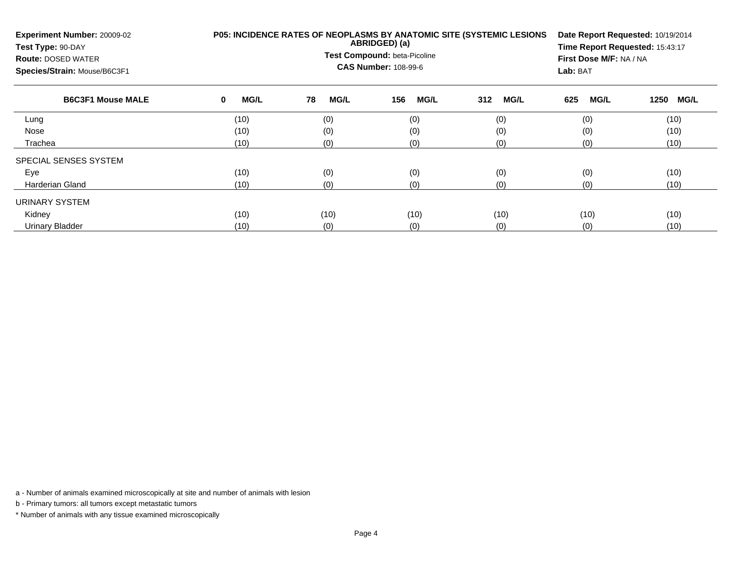**Experiment Number:** 20009-02
**Test Type:** 90-DAY
**Route:** DOSED WATER
**Species/Strain:** Mouse/B6C3F1

**P05: INCIDENCE RATES OF NEOPLASMS BY ANATOMIC SITE (SYSTEMIC LESIONS ABRIDGED) (a)**

**Test Compound:** beta-Picoline
**CAS Number:** 108-99-6

**Date Report Requested:** 10/19/2014
**Time Report Requested:** 15:43:17
**First Dose M/F:** NA / NA
**Lab:** BAT

| B6C3F1 Mouse MALE | 0 MG/L | 78 MG/L | 156 MG/L | 312 MG/L | 625 MG/L | 1250 MG/L |
|---|---|---|---|---|---|---|
| Lung | (10) | (0) | (0) | (0) | (0) | (10) |
| Nose | (10) | (0) | (0) | (0) | (0) | (10) |
| Trachea | (10) | (0) | (0) | (0) | (0) | (10) |
| SPECIAL SENSES SYSTEM | | | | | | |
| Eye | (10) | (0) | (0) | (0) | (0) | (10) |
| Harderian Gland | (10) | (0) | (0) | (0) | (0) | (10) |
| URINARY SYSTEM | | | | | | |
| Kidney | (10) | (10) | (10) | (10) | (10) | (10) |
| Urinary Bladder | (10) | (0) | (0) | (0) | (0) | (10) |

a - Number of animals examined microscopically at site and number of animals with lesion

b - Primary tumors: all tumors except metastatic tumors

* Number of animals with any tissue examined microscopically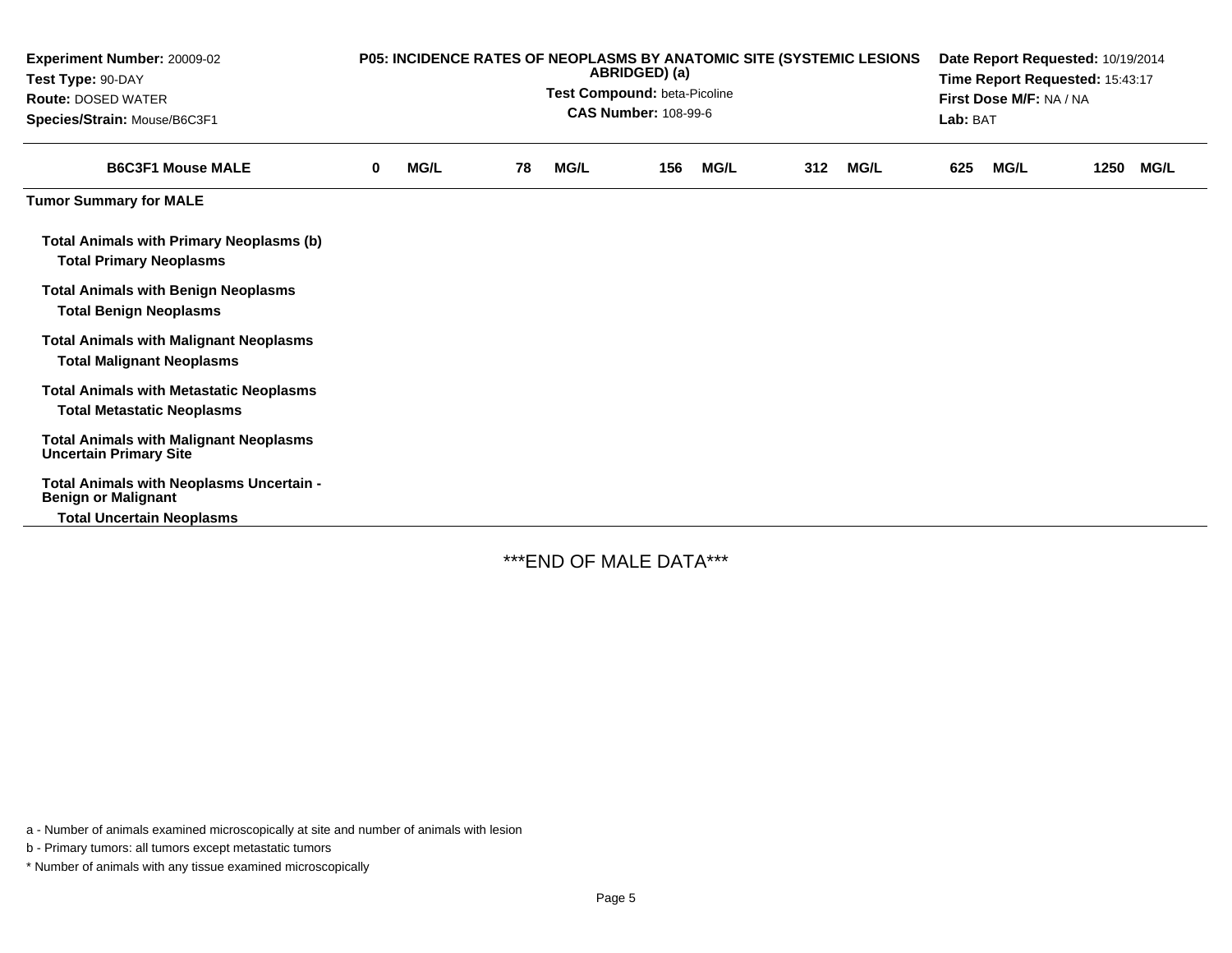**Experiment Number:** 20009-02
**Test Type:** 90-DAY
**Route:** DOSED WATER
**Species/Strain:** Mouse/B6C3F1

**P05: INCIDENCE RATES OF NEOPLASMS BY ANATOMIC SITE (SYSTEMIC LESIONS ABRIDGED) (a)**
**Test Compound:** beta-Picoline
**CAS Number:** 108-99-6

**Date Report Requested:** 10/19/2014
**Time Report Requested:** 15:43:17
**First Dose M/F:** NA / NA
**Lab:** BAT

| B6C3F1 Mouse MALE | 0 MG/L | 78 MG/L | 156 MG/L | 312 MG/L | 625 MG/L | 1250 MG/L |
|---|---|---|---|---|---|---|
| **Tumor Summary for MALE** | | | | | | |
| **Total Animals with Primary Neoplasms (b)** | | | | | | |
| **Total Primary Neoplasms** | | | | | | |
| **Total Animals with Benign Neoplasms** | | | | | | |
| **Total Benign Neoplasms** | | | | | | |
| **Total Animals with Malignant Neoplasms** | | | | | | |
| **Total Malignant Neoplasms** | | | | | | |
| **Total Animals with Metastatic Neoplasms** | | | | | | |
| **Total Metastatic Neoplasms** | | | | | | |
| **Total Animals with Malignant Neoplasms Uncertain Primary Site** | | | | | | |
| **Total Animals with Neoplasms Uncertain - Benign or Malignant** | | | | | | |
| **Total Uncertain Neoplasms** | | | | | | |

***END OF MALE DATA***

a - Number of animals examined microscopically at site and number of animals with lesion

b - Primary tumors: all tumors except metastatic tumors

* Number of animals with any tissue examined microscopically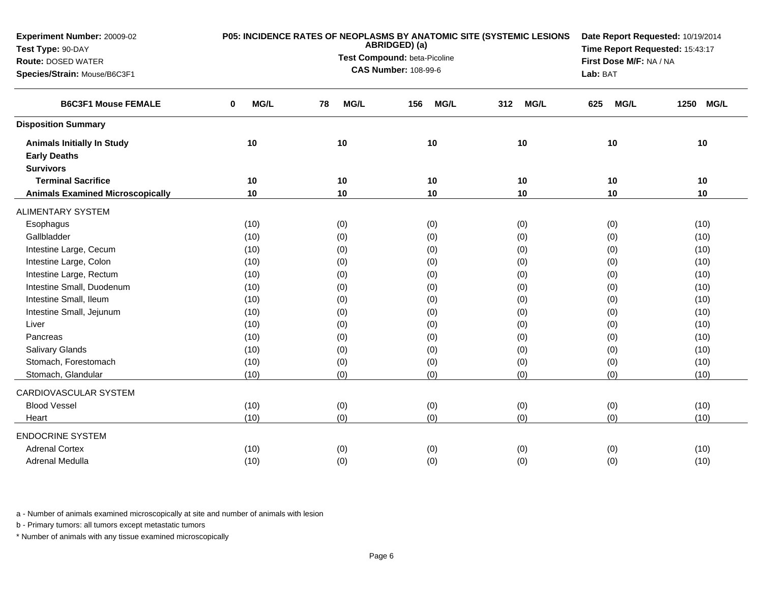**Experiment Number:** 20009-02
**Test Type:** 90-DAY
**Route:** DOSED WATER
**Species/Strain:** Mouse/B6C3F1

**P05: INCIDENCE RATES OF NEOPLASMS BY ANATOMIC SITE (SYSTEMIC LESIONS ABRIDGED) (a)**
**Test Compound:** beta-Picoline
**CAS Number:** 108-99-6

**Date Report Requested:** 10/19/2014
**Time Report Requested:** 15:43:17
**First Dose M/F:** NA / NA
**Lab:** BAT

| B6C3F1 Mouse FEMALE | 0 MG/L | 78 MG/L | 156 MG/L | 312 MG/L | 625 MG/L | 1250 MG/L |
|---|---|---|---|---|---|---|
| **Disposition Summary** | | | | | | |
| **Animals Initially In Study** | 10 | 10 | 10 | 10 | 10 | 10 |
| **Early Deaths** | | | | | | |
| **Survivors** | | | | | | |
| **Terminal Sacrifice** | 10 | 10 | 10 | 10 | 10 | 10 |
| **Animals Examined Microscopically** | 10 | 10 | 10 | 10 | 10 | 10 |
| ALIMENTARY SYSTEM | | | | | | |
| Esophagus | (10) | (0) | (0) | (0) | (0) | (10) |
| Gallbladder | (10) | (0) | (0) | (0) | (0) | (10) |
| Intestine Large, Cecum | (10) | (0) | (0) | (0) | (0) | (10) |
| Intestine Large, Colon | (10) | (0) | (0) | (0) | (0) | (10) |
| Intestine Large, Rectum | (10) | (0) | (0) | (0) | (0) | (10) |
| Intestine Small, Duodenum | (10) | (0) | (0) | (0) | (0) | (10) |
| Intestine Small, Ileum | (10) | (0) | (0) | (0) | (0) | (10) |
| Intestine Small, Jejunum | (10) | (0) | (0) | (0) | (0) | (10) |
| Liver | (10) | (0) | (0) | (0) | (0) | (10) |
| Pancreas | (10) | (0) | (0) | (0) | (0) | (10) |
| Salivary Glands | (10) | (0) | (0) | (0) | (0) | (10) |
| Stomach, Forestomach | (10) | (0) | (0) | (0) | (0) | (10) |
| Stomach, Glandular | (10) | (0) | (0) | (0) | (0) | (10) |
| CARDIOVASCULAR SYSTEM | | | | | | |
| Blood Vessel | (10) | (0) | (0) | (0) | (0) | (10) |
| Heart | (10) | (0) | (0) | (0) | (0) | (10) |
| ENDOCRINE SYSTEM | | | | | | |
| Adrenal Cortex | (10) | (0) | (0) | (0) | (0) | (10) |
| Adrenal Medulla | (10) | (0) | (0) | (0) | (0) | (10) |

a - Number of animals examined microscopically at site and number of animals with lesion

b - Primary tumors: all tumors except metastatic tumors

* Number of animals with any tissue examined microscopically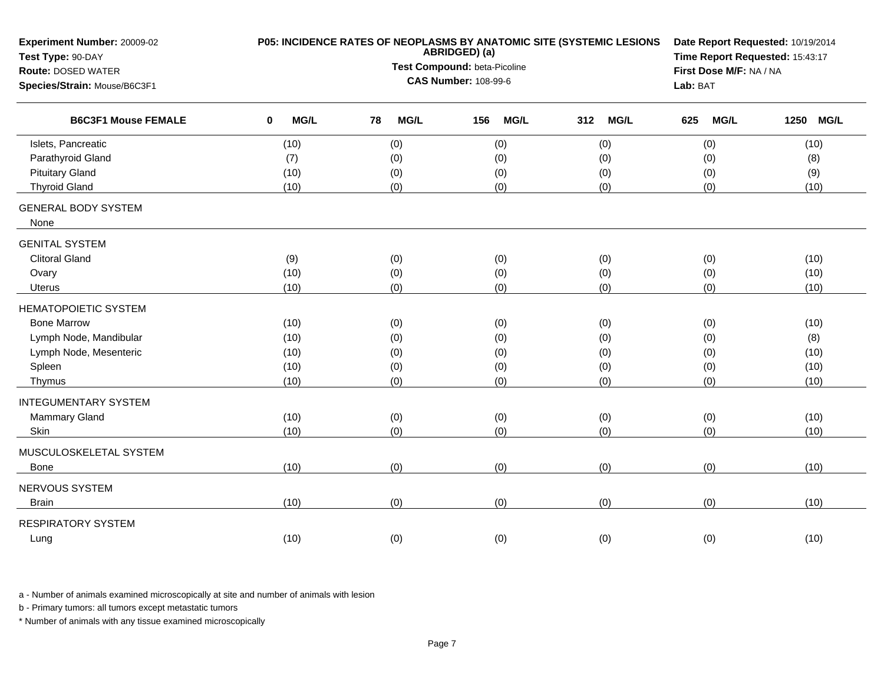**Experiment Number:** 20009-02
**Test Type:** 90-DAY
**Route:** DOSED WATER
**Species/Strain:** Mouse/B6C3F1

**P05: INCIDENCE RATES OF NEOPLASMS BY ANATOMIC SITE (SYSTEMIC LESIONS ABRIDGED) (a)**
**Test Compound:** beta-Picoline
**CAS Number:** 108-99-6

**Date Report Requested:** 10/19/2014
**Time Report Requested:** 15:43:17
**First Dose M/F:** NA / NA
**Lab:** BAT

| B6C3F1 Mouse FEMALE | 0 MG/L | 78 MG/L | 156 MG/L | 312 MG/L | 625 MG/L | 1250 MG/L |
|---|---|---|---|---|---|---|
| Islets, Pancreatic | (10) | (0) | (0) | (0) | (0) | (10) |
| Parathyroid Gland | (7) | (0) | (0) | (0) | (0) | (8) |
| Pituitary Gland | (10) | (0) | (0) | (0) | (0) | (9) |
| Thyroid Gland | (10) | (0) | (0) | (0) | (0) | (10) |
| GENERAL BODY SYSTEM | | | | | | |
| None | | | | | | |
| GENITAL SYSTEM | | | | | | |
| Clitoral Gland | (9) | (0) | (0) | (0) | (0) | (10) |
| Ovary | (10) | (0) | (0) | (0) | (0) | (10) |
| Uterus | (10) | (0) | (0) | (0) | (0) | (10) |
| HEMATOPOIETIC SYSTEM | | | | | | |
| Bone Marrow | (10) | (0) | (0) | (0) | (0) | (10) |
| Lymph Node, Mandibular | (10) | (0) | (0) | (0) | (0) | (8) |
| Lymph Node, Mesenteric | (10) | (0) | (0) | (0) | (0) | (10) |
| Spleen | (10) | (0) | (0) | (0) | (0) | (10) |
| Thymus | (10) | (0) | (0) | (0) | (0) | (10) |
| INTEGUMENTARY SYSTEM | | | | | | |
| Mammary Gland | (10) | (0) | (0) | (0) | (0) | (10) |
| Skin | (10) | (0) | (0) | (0) | (0) | (10) |
| MUSCULOSKELETAL SYSTEM | | | | | | |
| Bone | (10) | (0) | (0) | (0) | (0) | (10) |
| NERVOUS SYSTEM | | | | | | |
| Brain | (10) | (0) | (0) | (0) | (0) | (10) |
| RESPIRATORY SYSTEM | | | | | | |
| Lung | (10) | (0) | (0) | (0) | (0) | (10) |

a - Number of animals examined microscopically at site and number of animals with lesion

b - Primary tumors: all tumors except metastatic tumors

* Number of animals with any tissue examined microscopically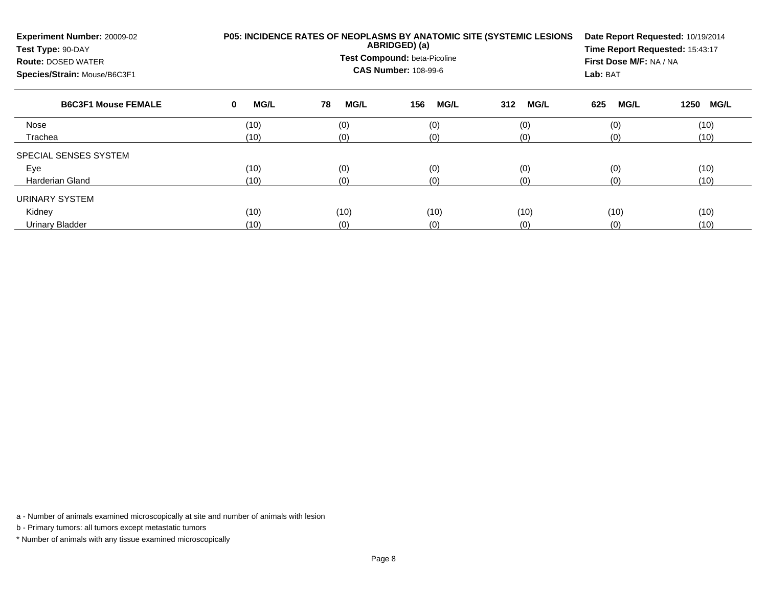**Experiment Number:** 20009-02
**Test Type:** 90-DAY
**Route:** DOSED WATER
**Species/Strain:** Mouse/B6C3F1

**P05: INCIDENCE RATES OF NEOPLASMS BY ANATOMIC SITE (SYSTEMIC LESIONS ABRIDGED) (a)**
**Test Compound:** beta-Picoline
**CAS Number:** 108-99-6

**Date Report Requested:** 10/19/2014
**Time Report Requested:** 15:43:17
**First Dose M/F:** NA / NA
**Lab:** BAT

| B6C3F1 Mouse FEMALE | 0 MG/L | 78 MG/L | 156 MG/L | 312 MG/L | 625 MG/L | 1250 MG/L |
|---|---|---|---|---|---|---|
| Nose | (10) | (0) | (0) | (0) | (0) | (10) |
| Trachea | (10) | (0) | (0) | (0) | (0) | (10) |
| SPECIAL SENSES SYSTEM | | | | | | |
| Eye | (10) | (0) | (0) | (0) | (0) | (10) |
| Harderian Gland | (10) | (0) | (0) | (0) | (0) | (10) |
| URINARY SYSTEM | | | | | | |
| Kidney | (10) | (10) | (10) | (10) | (10) | (10) |
| Urinary Bladder | (10) | (0) | (0) | (0) | (0) | (10) |

a - Number of animals examined microscopically at site and number of animals with lesion

b - Primary tumors: all tumors except metastatic tumors

* Number of animals with any tissue examined microscopically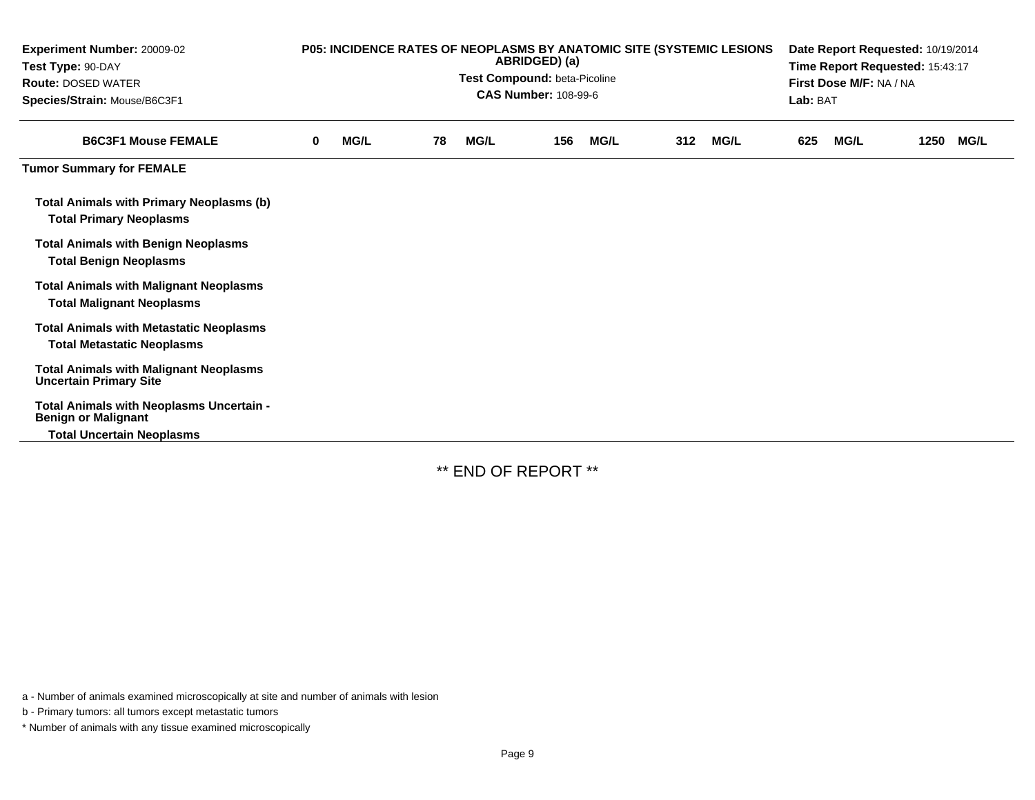| Experiment Number: 20009-02 | P05: INCIDENCE RATES OF NEOPLASMS BY ANATOMIC SITE (SYSTEMIC LESIONS ABRIDGED) (a) | Date Report Requested: 10/19/2014 |
|---|---|---|
| Test Type: 90-DAY | Test Compound: beta-Picoline | Time Report Requested: 15:43:17 |
| Route: DOSED WATER | CAS Number: 108-99-6 | First Dose M/F: NA / NA |
| Species/Strain: Mouse/B6C3F1 | | Lab: BAT |

| B6C3F1 Mouse FEMALE | 0 MG/L | 78 MG/L | 156 MG/L | 312 MG/L | 625 MG/L | 1250 MG/L |
|---|---|---|---|---|---|---|
| **Tumor Summary for FEMALE** | | | | | | |
| **Total Animals with Primary Neoplasms (b)** | | | | | | |
| **Total Primary Neoplasms** | | | | | | |
| **Total Animals with Benign Neoplasms** | | | | | | |
| **Total Benign Neoplasms** | | | | | | |
| **Total Animals with Malignant Neoplasms** | | | | | | |
| **Total Malignant Neoplasms** | | | | | | |
| **Total Animals with Metastatic Neoplasms** | | | | | | |
| **Total Metastatic Neoplasms** | | | | | | |
| **Total Animals with Malignant Neoplasms Uncertain Primary Site** | | | | | | |
| **Total Animals with Neoplasms Uncertain - Benign or Malignant** | | | | | | |
| **Total Uncertain Neoplasms** | | | | | | |

** END OF REPORT **

a - Number of animals examined microscopically at site and number of animals with lesion

b - Primary tumors: all tumors except metastatic tumors

* Number of animals with any tissue examined microscopically